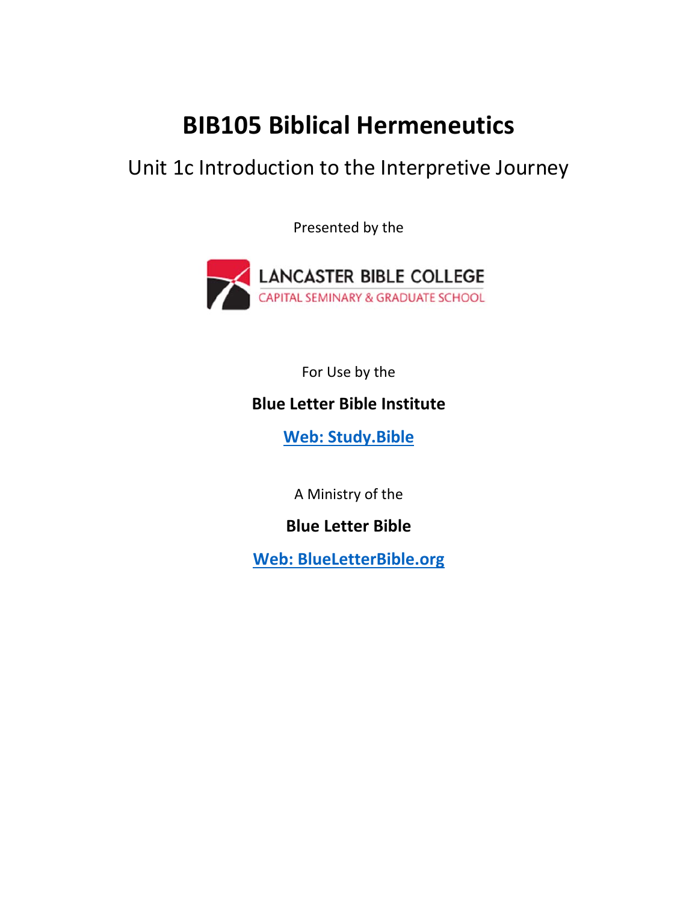# BIB105 Biblical Hermeneutics

## Unit 1c Introduction to the Interpretive Journey

Presented by the

LANCASTER BIBLE COLLEGE
CAPITAL SEMINARY & GRADUATE SCHOOL

For Use by the

**Blue Letter Bible Institute**

**Web: Study.Bible**

A Ministry of the

**Blue Letter Bible**

**Web: BlueLetterBible.org**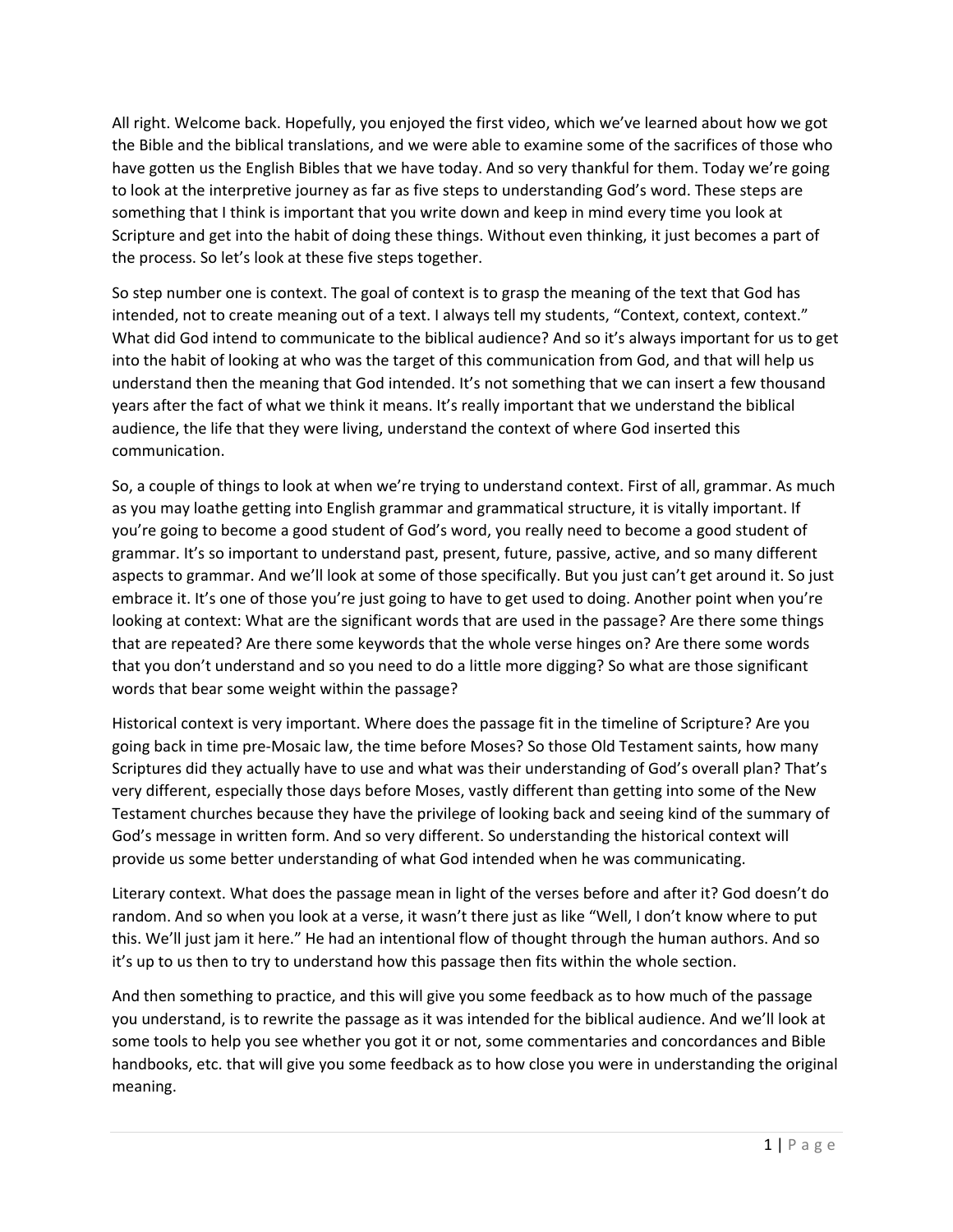All right. Welcome back. Hopefully, you enjoyed the first video, which we've learned about how we got the Bible and the biblical translations, and we were able to examine some of the sacrifices of those who have gotten us the English Bibles that we have today. And so very thankful for them. Today we're going to look at the interpretive journey as far as five steps to understanding God's word. These steps are something that I think is important that you write down and keep in mind every time you look at Scripture and get into the habit of doing these things. Without even thinking, it just becomes a part of the process. So let's look at these five steps together.

So step number one is context. The goal of context is to grasp the meaning of the text that God has intended, not to create meaning out of a text. I always tell my students, "Context, context, context." What did God intend to communicate to the biblical audience? And so it's always important for us to get into the habit of looking at who was the target of this communication from God, and that will help us understand then the meaning that God intended. It's not something that we can insert a few thousand years after the fact of what we think it means. It's really important that we understand the biblical audience, the life that they were living, understand the context of where God inserted this communication.

So, a couple of things to look at when we're trying to understand context. First of all, grammar. As much as you may loathe getting into English grammar and grammatical structure, it is vitally important. If you're going to become a good student of God's word, you really need to become a good student of grammar. It's so important to understand past, present, future, passive, active, and so many different aspects to grammar. And we'll look at some of those specifically. But you just can't get around it. So just embrace it. It's one of those you're just going to have to get used to doing. Another point when you're looking at context: What are the significant words that are used in the passage? Are there some things that are repeated? Are there some keywords that the whole verse hinges on? Are there some words that you don't understand and so you need to do a little more digging? So what are those significant words that bear some weight within the passage?

Historical context is very important. Where does the passage fit in the timeline of Scripture? Are you going back in time pre-Mosaic law, the time before Moses? So those Old Testament saints, how many Scriptures did they actually have to use and what was their understanding of God's overall plan? That's very different, especially those days before Moses, vastly different than getting into some of the New Testament churches because they have the privilege of looking back and seeing kind of the summary of God's message in written form. And so very different. So understanding the historical context will provide us some better understanding of what God intended when he was communicating.

Literary context. What does the passage mean in light of the verses before and after it? God doesn't do random. And so when you look at a verse, it wasn't there just as like "Well, I don't know where to put this. We'll just jam it here." He had an intentional flow of thought through the human authors. And so it's up to us then to try to understand how this passage then fits within the whole section.

And then something to practice, and this will give you some feedback as to how much of the passage you understand, is to rewrite the passage as it was intended for the biblical audience. And we'll look at some tools to help you see whether you got it or not, some commentaries and concordances and Bible handbooks, etc. that will give you some feedback as to how close you were in understanding the original meaning.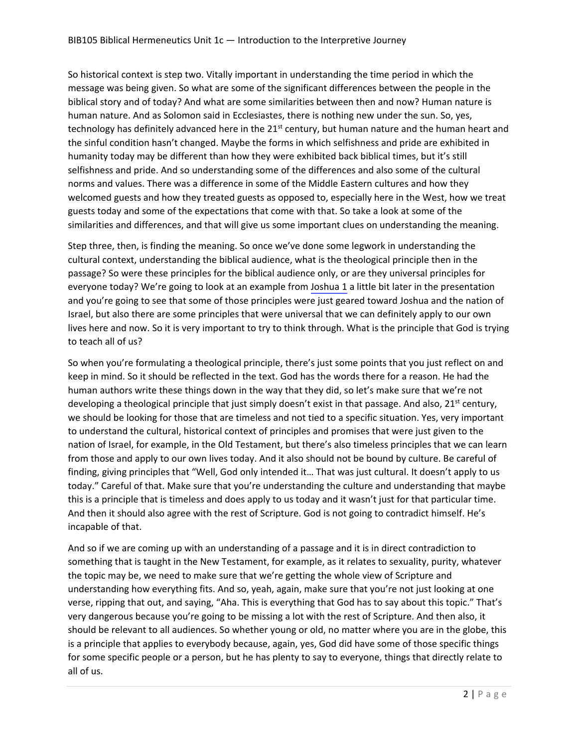So historical context is step two. Vitally important in understanding the time period in which the message was being given. So what are some of the significant differences between the people in the biblical story and of today? And what are some similarities between then and now? Human nature is human nature. And as Solomon said in Ecclesiastes, there is nothing new under the sun. So, yes, technology has definitely advanced here in the 21st century, but human nature and the human heart and the sinful condition hasn't changed. Maybe the forms in which selfishness and pride are exhibited in humanity today may be different than how they were exhibited back biblical times, but it's still selfishness and pride. And so understanding some of the differences and also some of the cultural norms and values. There was a difference in some of the Middle Eastern cultures and how they welcomed guests and how they treated guests as opposed to, especially here in the West, how we treat guests today and some of the expectations that come with that. So take a look at some of the similarities and differences, and that will give us some important clues on understanding the meaning.

Step three, then, is finding the meaning. So once we've done some legwork in understanding the cultural context, understanding the biblical audience, what is the theological principle then in the passage? So were these principles for the biblical audience only, or are they universal principles for everyone today? We're going to look at an example from Joshua 1 a little bit later in the presentation and you're going to see that some of those principles were just geared toward Joshua and the nation of Israel, but also there are some principles that were universal that we can definitely apply to our own lives here and now. So it is very important to try to think through. What is the principle that God is trying to teach all of us?

So when you're formulating a theological principle, there's just some points that you just reflect on and keep in mind. So it should be reflected in the text. God has the words there for a reason. He had the human authors write these things down in the way that they did, so let's make sure that we're not developing a theological principle that just simply doesn't exist in that passage. And also, 21st century, we should be looking for those that are timeless and not tied to a specific situation. Yes, very important to understand the cultural, historical context of principles and promises that were just given to the nation of Israel, for example, in the Old Testament, but there's also timeless principles that we can learn from those and apply to our own lives today. And it also should not be bound by culture. Be careful of finding, giving principles that "Well, God only intended it… That was just cultural. It doesn't apply to us today." Careful of that. Make sure that you're understanding the culture and understanding that maybe this is a principle that is timeless and does apply to us today and it wasn't just for that particular time. And then it should also agree with the rest of Scripture. God is not going to contradict himself. He's incapable of that.

And so if we are coming up with an understanding of a passage and it is in direct contradiction to something that is taught in the New Testament, for example, as it relates to sexuality, purity, whatever the topic may be, we need to make sure that we're getting the whole view of Scripture and understanding how everything fits. And so, yeah, again, make sure that you're not just looking at one verse, ripping that out, and saying, "Aha. This is everything that God has to say about this topic." That's very dangerous because you're going to be missing a lot with the rest of Scripture. And then also, it should be relevant to all audiences. So whether young or old, no matter where you are in the globe, this is a principle that applies to everybody because, again, yes, God did have some of those specific things for some specific people or a person, but he has plenty to say to everyone, things that directly relate to all of us.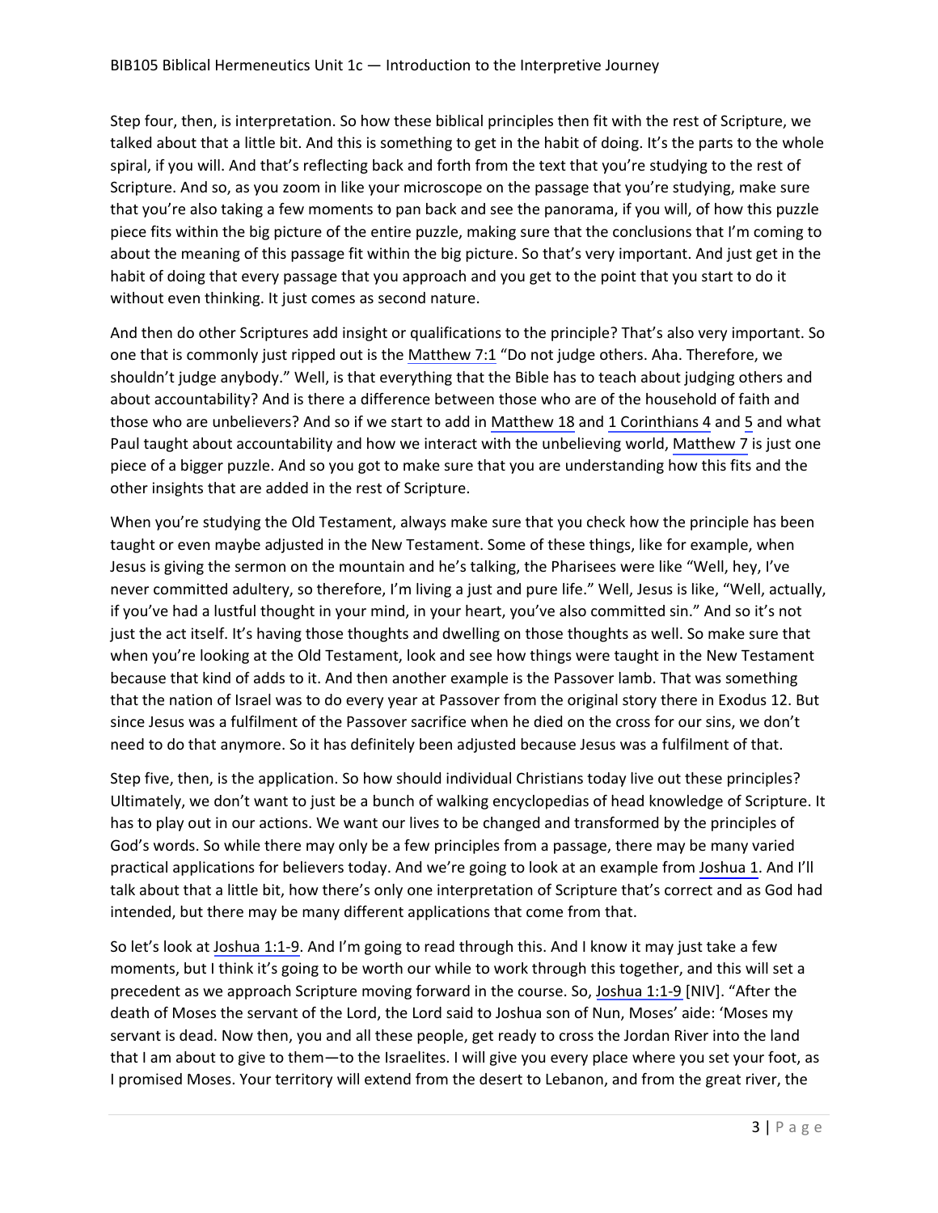Step four, then, is interpretation. So how these biblical principles then fit with the rest of Scripture, we talked about that a little bit. And this is something to get in the habit of doing. It's the parts to the whole spiral, if you will. And that's reflecting back and forth from the text that you're studying to the rest of Scripture. And so, as you zoom in like your microscope on the passage that you're studying, make sure that you're also taking a few moments to pan back and see the panorama, if you will, of how this puzzle piece fits within the big picture of the entire puzzle, making sure that the conclusions that I'm coming to about the meaning of this passage fit within the big picture. So that's very important. And just get in the habit of doing that every passage that you approach and you get to the point that you start to do it without even thinking. It just comes as second nature.

And then do other Scriptures add insight or qualifications to the principle? That's also very important. So one that is commonly just ripped out is the Matthew 7:1 "Do not judge others. Aha. Therefore, we shouldn't judge anybody." Well, is that everything that the Bible has to teach about judging others and about accountability? And is there a difference between those who are of the household of faith and those who are unbelievers? And so if we start to add in Matthew 18 and 1 Corinthians 4 and 5 and what Paul taught about accountability and how we interact with the unbelieving world, Matthew 7 is just one piece of a bigger puzzle. And so you got to make sure that you are understanding how this fits and the other insights that are added in the rest of Scripture.

When you're studying the Old Testament, always make sure that you check how the principle has been taught or even maybe adjusted in the New Testament. Some of these things, like for example, when Jesus is giving the sermon on the mountain and he's talking, the Pharisees were like "Well, hey, I've never committed adultery, so therefore, I'm living a just and pure life." Well, Jesus is like, "Well, actually, if you've had a lustful thought in your mind, in your heart, you've also committed sin." And so it's not just the act itself. It's having those thoughts and dwelling on those thoughts as well. So make sure that when you're looking at the Old Testament, look and see how things were taught in the New Testament because that kind of adds to it. And then another example is the Passover lamb. That was something that the nation of Israel was to do every year at Passover from the original story there in Exodus 12. But since Jesus was a fulfilment of the Passover sacrifice when he died on the cross for our sins, we don't need to do that anymore. So it has definitely been adjusted because Jesus was a fulfilment of that.

Step five, then, is the application. So how should individual Christians today live out these principles? Ultimately, we don't want to just be a bunch of walking encyclopedias of head knowledge of Scripture. It has to play out in our actions. We want our lives to be changed and transformed by the principles of God's words. So while there may only be a few principles from a passage, there may be many varied practical applications for believers today. And we're going to look at an example from Joshua 1. And I'll talk about that a little bit, how there's only one interpretation of Scripture that's correct and as God had intended, but there may be many different applications that come from that.

So let's look at Joshua 1:1-9. And I'm going to read through this. And I know it may just take a few moments, but I think it's going to be worth our while to work through this together, and this will set a precedent as we approach Scripture moving forward in the course. So, Joshua 1:1-9 [NIV]. "After the death of Moses the servant of the Lord, the Lord said to Joshua son of Nun, Moses' aide: 'Moses my servant is dead. Now then, you and all these people, get ready to cross the Jordan River into the land that I am about to give to them—to the Israelites. I will give you every place where you set your foot, as I promised Moses. Your territory will extend from the desert to Lebanon, and from the great river, the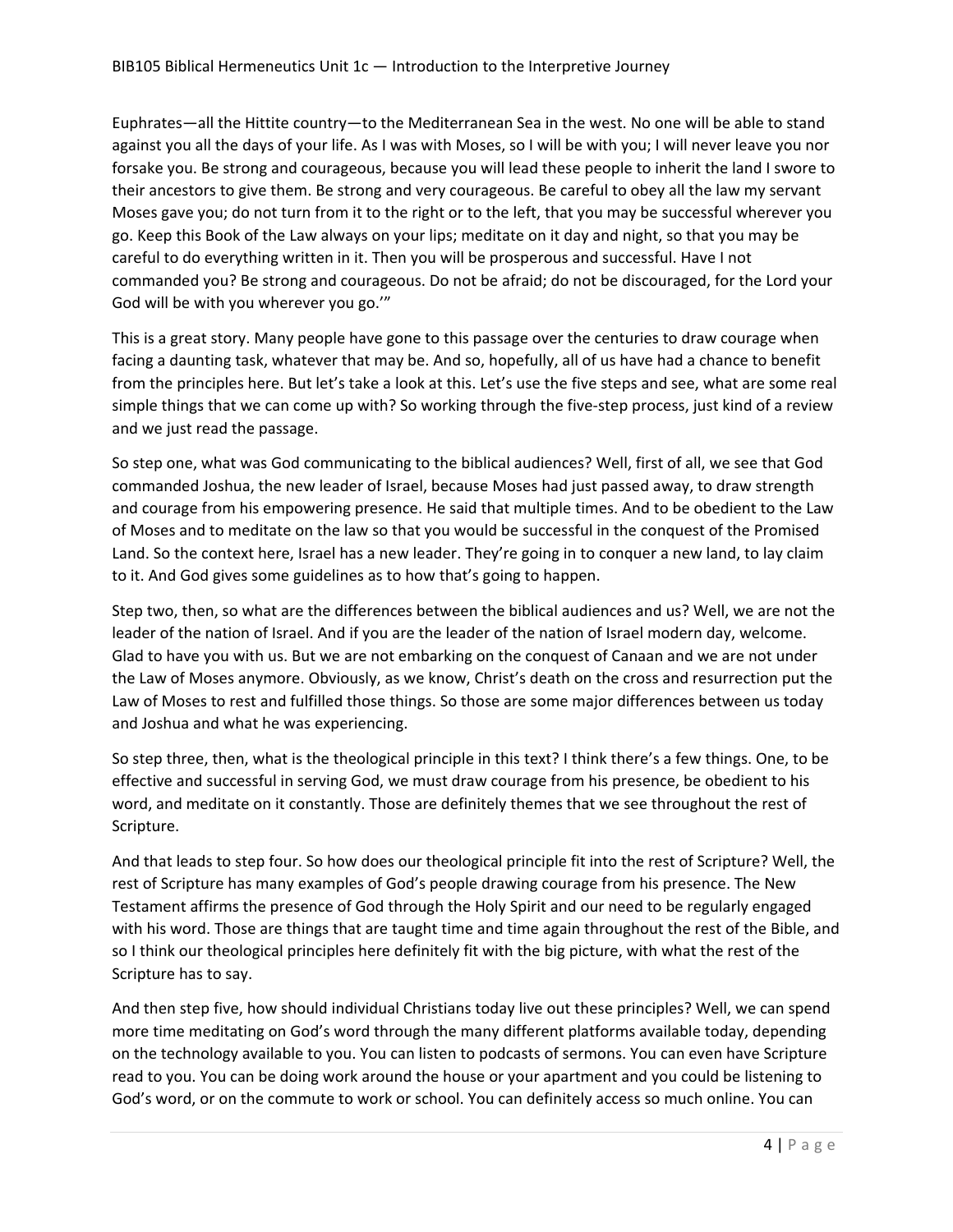Euphrates—all the Hittite country—to the Mediterranean Sea in the west. No one will be able to stand against you all the days of your life. As I was with Moses, so I will be with you; I will never leave you nor forsake you. Be strong and courageous, because you will lead these people to inherit the land I swore to their ancestors to give them. Be strong and very courageous. Be careful to obey all the law my servant Moses gave you; do not turn from it to the right or to the left, that you may be successful wherever you go. Keep this Book of the Law always on your lips; meditate on it day and night, so that you may be careful to do everything written in it. Then you will be prosperous and successful. Have I not commanded you? Be strong and courageous. Do not be afraid; do not be discouraged, for the Lord your God will be with you wherever you go.'"

This is a great story. Many people have gone to this passage over the centuries to draw courage when facing a daunting task, whatever that may be. And so, hopefully, all of us have had a chance to benefit from the principles here. But let's take a look at this. Let's use the five steps and see, what are some real simple things that we can come up with? So working through the five-step process, just kind of a review and we just read the passage.

So step one, what was God communicating to the biblical audiences? Well, first of all, we see that God commanded Joshua, the new leader of Israel, because Moses had just passed away, to draw strength and courage from his empowering presence. He said that multiple times. And to be obedient to the Law of Moses and to meditate on the law so that you would be successful in the conquest of the Promised Land. So the context here, Israel has a new leader. They're going in to conquer a new land, to lay claim to it. And God gives some guidelines as to how that's going to happen.

Step two, then, so what are the differences between the biblical audiences and us? Well, we are not the leader of the nation of Israel. And if you are the leader of the nation of Israel modern day, welcome. Glad to have you with us. But we are not embarking on the conquest of Canaan and we are not under the Law of Moses anymore. Obviously, as we know, Christ's death on the cross and resurrection put the Law of Moses to rest and fulfilled those things. So those are some major differences between us today and Joshua and what he was experiencing.

So step three, then, what is the theological principle in this text? I think there's a few things. One, to be effective and successful in serving God, we must draw courage from his presence, be obedient to his word, and meditate on it constantly. Those are definitely themes that we see throughout the rest of Scripture.

And that leads to step four. So how does our theological principle fit into the rest of Scripture? Well, the rest of Scripture has many examples of God's people drawing courage from his presence. The New Testament affirms the presence of God through the Holy Spirit and our need to be regularly engaged with his word. Those are things that are taught time and time again throughout the rest of the Bible, and so I think our theological principles here definitely fit with the big picture, with what the rest of the Scripture has to say.

And then step five, how should individual Christians today live out these principles? Well, we can spend more time meditating on God's word through the many different platforms available today, depending on the technology available to you. You can listen to podcasts of sermons. You can even have Scripture read to you. You can be doing work around the house or your apartment and you could be listening to God's word, or on the commute to work or school. You can definitely access so much online. You can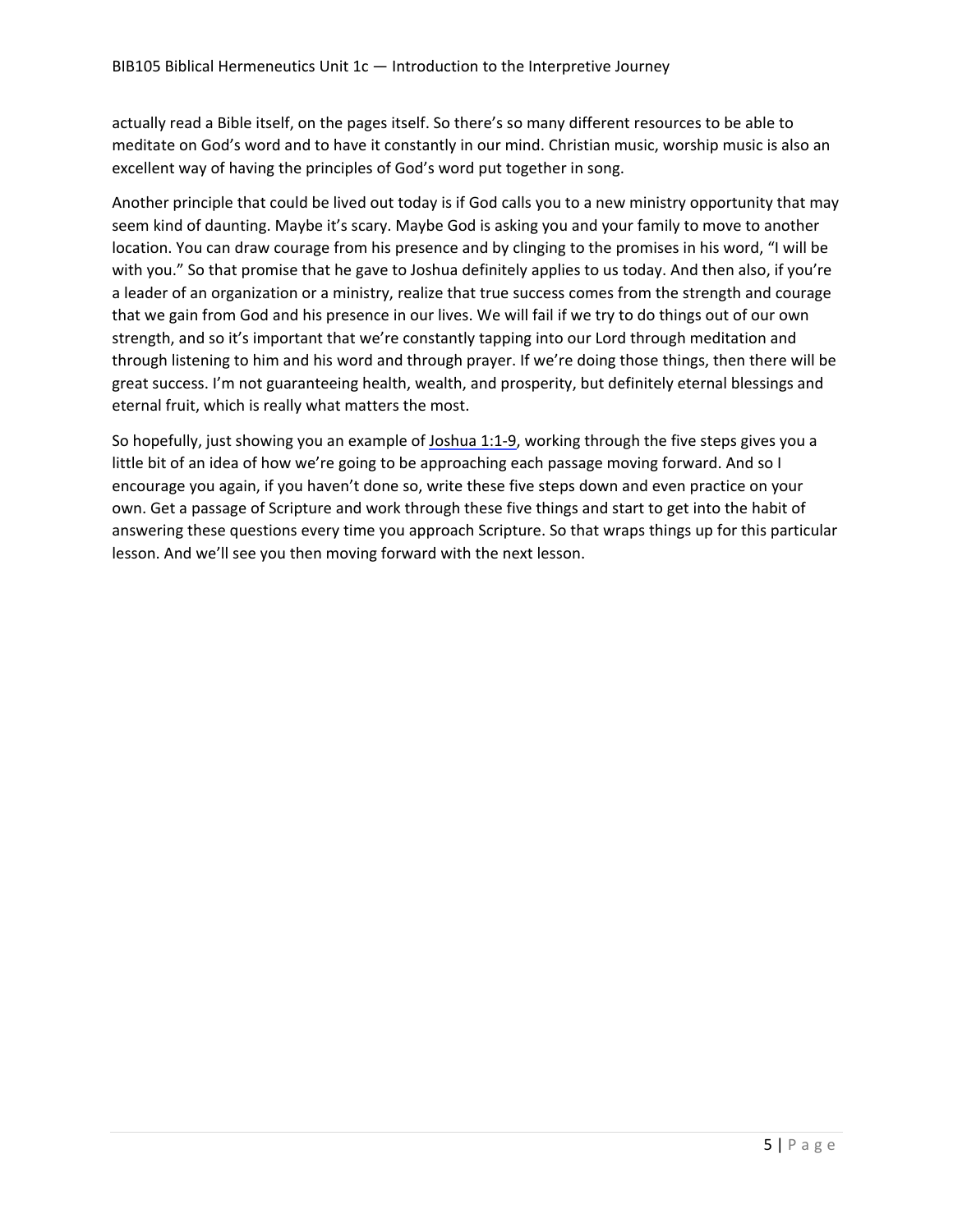actually read a Bible itself, on the pages itself. So there's so many different resources to be able to meditate on God's word and to have it constantly in our mind. Christian music, worship music is also an excellent way of having the principles of God's word put together in song.

Another principle that could be lived out today is if God calls you to a new ministry opportunity that may seem kind of daunting. Maybe it's scary. Maybe God is asking you and your family to move to another location. You can draw courage from his presence and by clinging to the promises in his word, "I will be with you." So that promise that he gave to Joshua definitely applies to us today. And then also, if you're a leader of an organization or a ministry, realize that true success comes from the strength and courage that we gain from God and his presence in our lives. We will fail if we try to do things out of our own strength, and so it's important that we're constantly tapping into our Lord through meditation and through listening to him and his word and through prayer. If we're doing those things, then there will be great success. I'm not guaranteeing health, wealth, and prosperity, but definitely eternal blessings and eternal fruit, which is really what matters the most.

So hopefully, just showing you an example of Joshua 1:1-9, working through the five steps gives you a little bit of an idea of how we're going to be approaching each passage moving forward. And so I encourage you again, if you haven't done so, write these five steps down and even practice on your own. Get a passage of Scripture and work through these five things and start to get into the habit of answering these questions every time you approach Scripture. So that wraps things up for this particular lesson. And we'll see you then moving forward with the next lesson.